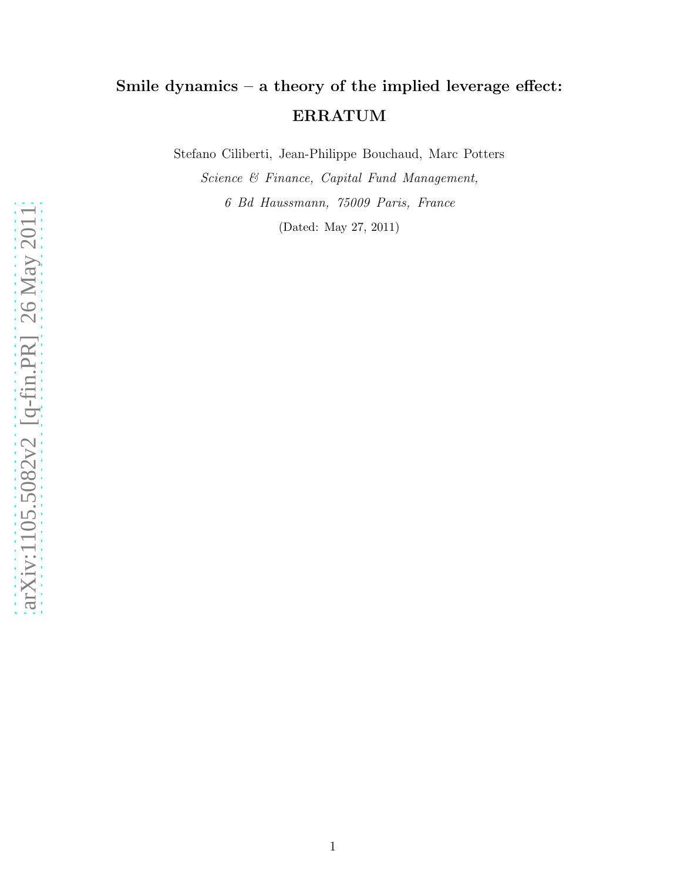# Smile dynamics – a theory of the implied leverage effect: ERRATUM

Stefano Ciliberti, Jean-Philippe Bouchaud, Marc Potters

*Science & Finance, Capital Fund Management,*

*6 Bd Haussmann, 75009 Paris, France*

(Dated: May 27, 2011)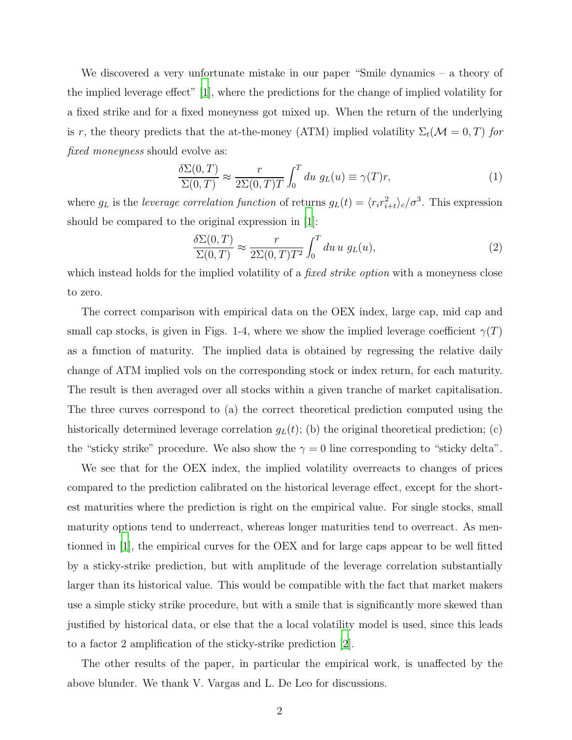We discovered a very unfortunate mistake in our paper "Smile dynamics – a theory of the implied leverage effect" [1], where the predictions for the change of implied volatility for a fixed strike and for a fixed moneyness got mixed up. When the return of the underlying is $r$, the theory predicts that the at-the-money (ATM) implied volatility $\Sigma_t(\mathcal{M} = 0, T)$ *for fixed moneyness* should evolve as:

$$\frac{\delta\Sigma(0,T)}{\Sigma(0,T)} \approx \frac{r}{2\Sigma(0,T)T} \int_0^T du \; g_L(u) \equiv \gamma(T) r, \tag{1}$$

where $g_L$ is the *leverage correlation function* of returns $g_L(t) = \langle r_i r_{i+t}^2 \rangle_c / \sigma^3$. This expression should be compared to the original expression in [1]:

$$\frac{\delta\Sigma(0,T)}{\Sigma(0,T)} \approx \frac{r}{2\Sigma(0,T)T^2} \int_0^T du \, u \; g_L(u), \tag{2}$$

which instead holds for the implied volatility of a *fixed strike option* with a moneyness close to zero.

The correct comparison with empirical data on the OEX index, large cap, mid cap and small cap stocks, is given in Figs. 1-4, where we show the implied leverage coefficient $\gamma(T)$ as a function of maturity. The implied data is obtained by regressing the relative daily change of ATM implied vols on the corresponding stock or index return, for each maturity. The result is then averaged over all stocks within a given tranche of market capitalisation. The three curves correspond to (a) the correct theoretical prediction computed using the historically determined leverage correlation $g_L(t)$; (b) the original theoretical prediction; (c) the "sticky strike" procedure. We also show the $\gamma = 0$ line corresponding to "sticky delta".

We see that for the OEX index, the implied volatility overreacts to changes of prices compared to the prediction calibrated on the historical leverage effect, except for the shortest maturities where the prediction is right on the empirical value. For single stocks, small maturity options tend to underreact, whereas longer maturities tend to overreact. As mentionned in [1], the empirical curves for the OEX and for large caps appear to be well fitted by a sticky-strike prediction, but with amplitude of the leverage correlation substantially larger than its historical value. This would be compatible with the fact that market makers use a simple sticky strike procedure, but with a smile that is significantly more skewed than justified by historical data, or else that the a local volatility model is used, since this leads to a factor 2 amplification of the sticky-strike prediction [2].

The other results of the paper, in particular the empirical work, is unaffected by the above blunder. We thank V. Vargas and L. De Leo for discussions.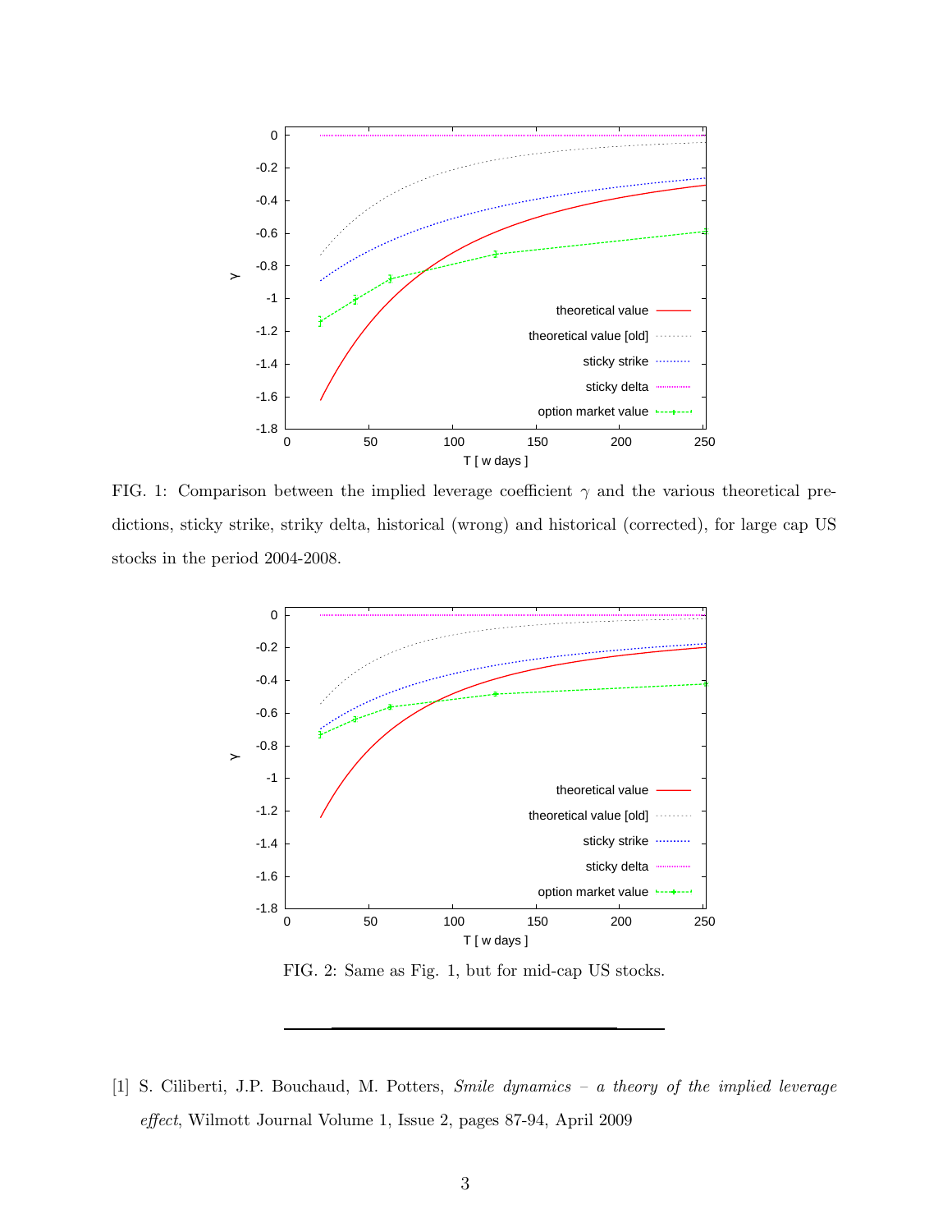FIG. 1: Comparison between the implied leverage coefficient $\gamma$ and the various theoretical predictions, sticky strike, striky delta, historical (wrong) and historical (corrected), for large cap US stocks in the period 2004-2008.

FIG. 2: Same as Fig. 1, but for mid-cap US stocks.

---

[1] S. Ciliberti, J.P. Bouchaud, M. Potters, *Smile dynamics – a theory of the implied leverage effect*, Wilmott Journal Volume 1, Issue 2, pages 87-94, April 2009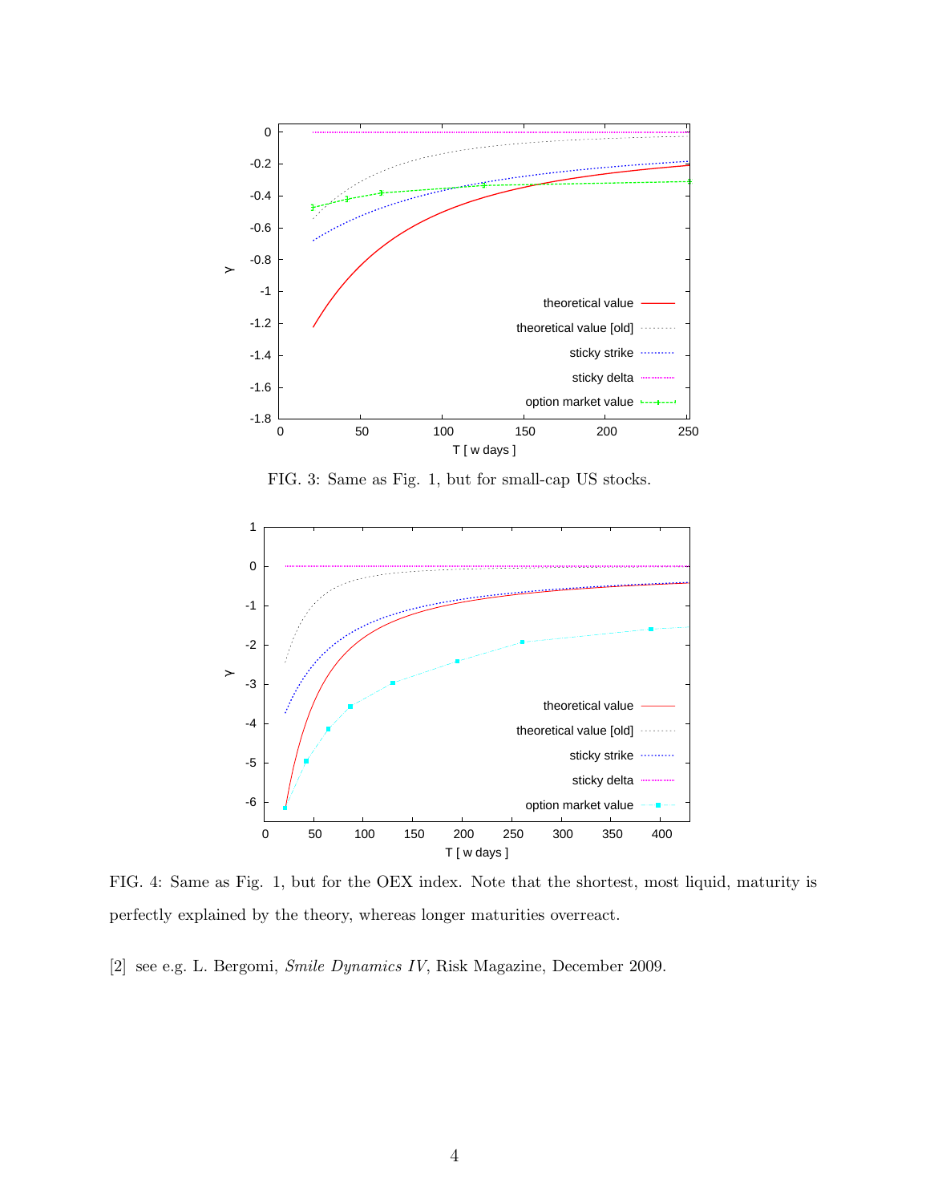0
-0.2
-0.4
-0.6
-0.8
-1
-1.2
-1.4
-1.6
-1.8
0
50
100
150
200
250
T [ w days ]
γ
theoretical value
theoretical value [old]
sticky strike
sticky delta
option market value

FIG. 3: Same as Fig. 1, but for small-cap US stocks.

1
0
-1
-2
-3
-4
-5
-6
0
50
100
150
200
250
300
350
400
T [ w days ]
γ
theoretical value
theoretical value [old]
sticky strike
sticky delta
option market value

FIG. 4: Same as Fig. 1, but for the OEX index. Note that the shortest, most liquid, maturity is perfectly explained by the theory, whereas longer maturities overreact.

[2] see e.g. L. Bergomi, *Smile Dynamics IV*, Risk Magazine, December 2009.